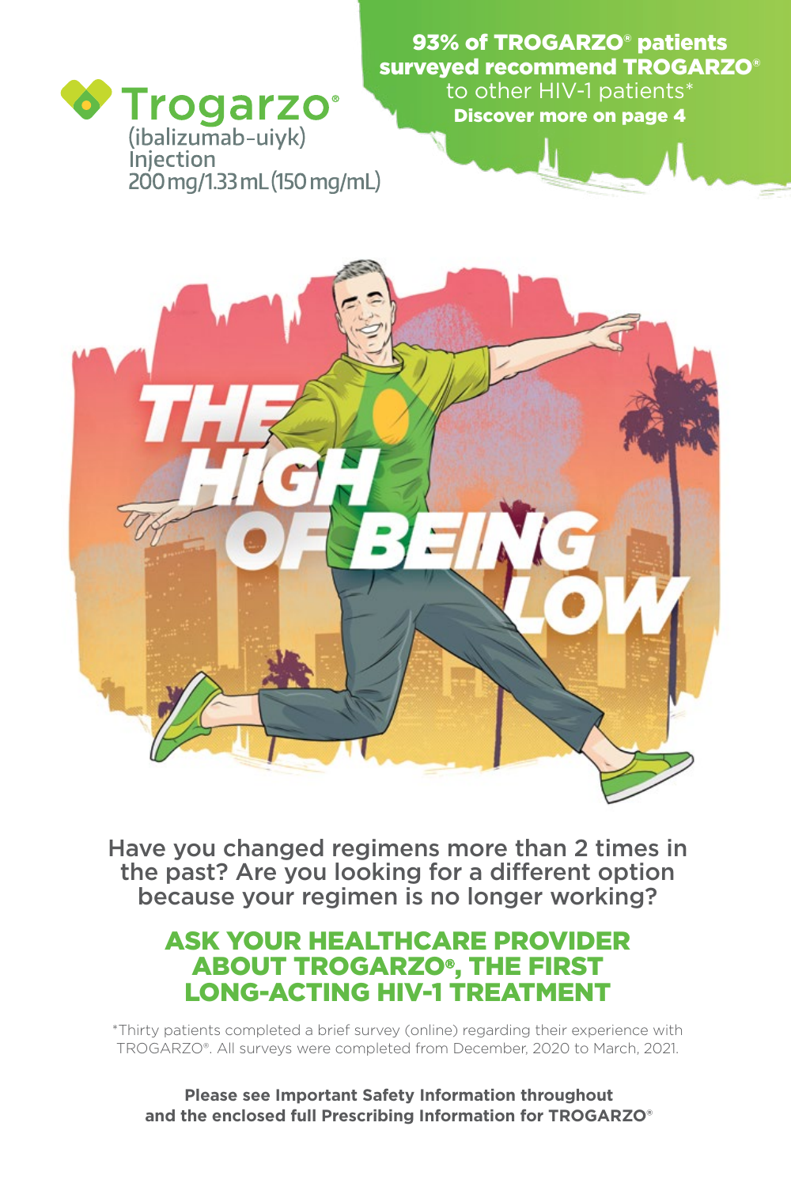# Trogarzo®

(ibalizumab-uiyk)
Injection
200 mg/1.33 mL (150 mg/mL)

**93% of TROGARZO® patients surveyed recommend TROGARZO®** to other HIV-1 patients*
**Discover more on page 4**

# THE HIGH OF BEING LOW

Have you changed regimens more than 2 times in the past? Are you looking for a different option because your regimen is no longer working?

## ASK YOUR HEALTHCARE PROVIDER ABOUT TROGARZO®, THE FIRST LONG-ACTING HIV-1 TREATMENT

*Thirty patients completed a brief survey (online) regarding their experience with TROGARZO®. All surveys were completed from December, 2020 to March, 2021.

**Please see Important Safety Information throughout and the enclosed full Prescribing Information for TROGARZO®**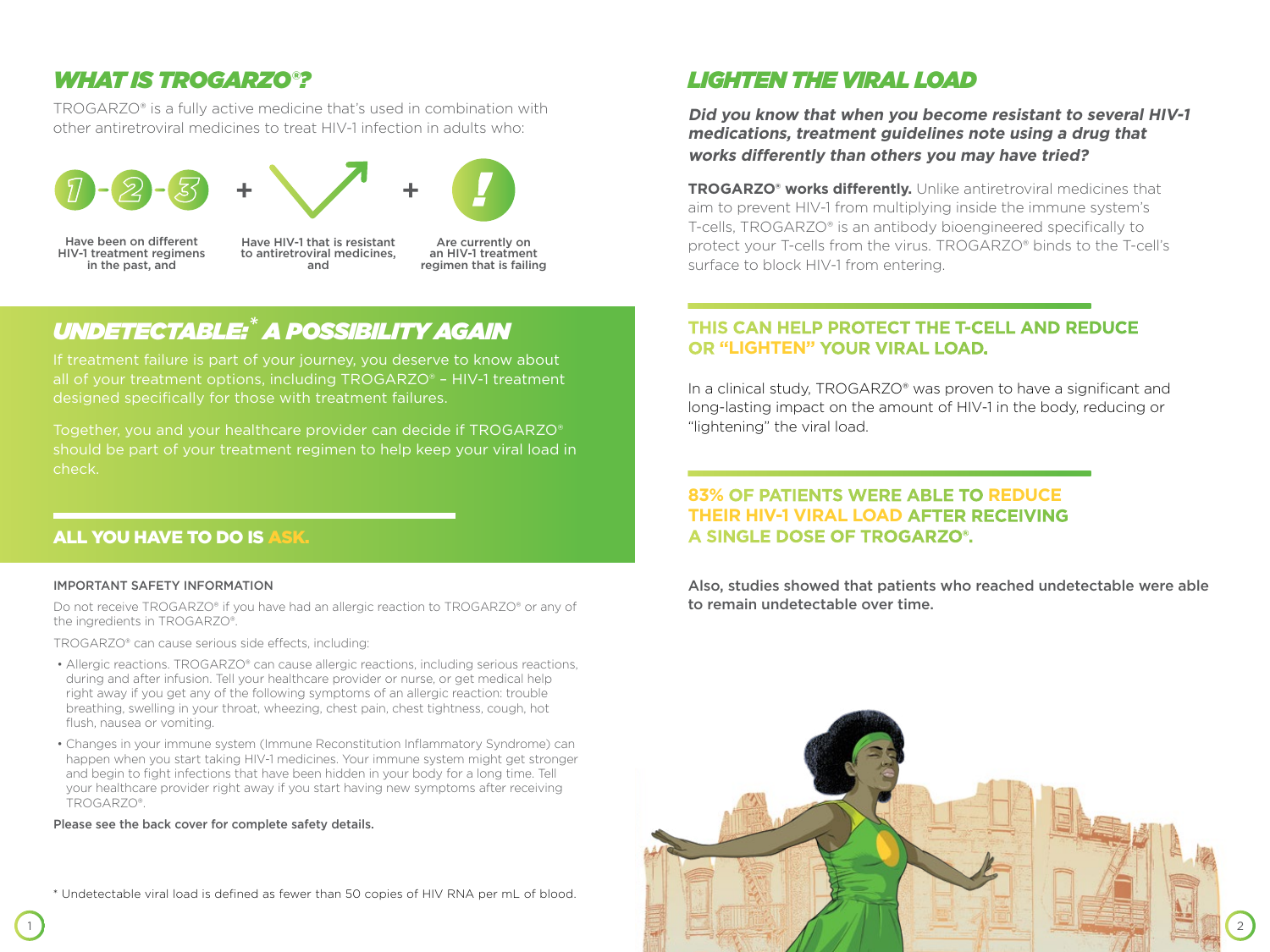## *WHAT IS TROGARZO®?*

TROGARZO® is a fully active medicine that's used in combination with other antiretroviral medicines to treat HIV-1 infection in adults who:

1-2-3 + +

Have been on different HIV-1 treatment regimens in the past, and

Have HIV-1 that is resistant to antiretroviral medicines, and

Are currently on an HIV-1 treatment regimen that is failing

## *UNDETECTABLE:* A POSSIBILITY AGAIN*

If treatment failure is part of your journey, you deserve to know about all of your treatment options, including TROGARZO® – HIV-1 treatment designed specifically for those with treatment failures.

Together, you and your healthcare provider can decide if TROGARZO® should be part of your treatment regimen to help keep your viral load in check.

**ALL YOU HAVE TO DO IS ASK.**

IMPORTANT SAFETY INFORMATION

Do not receive TROGARZO® if you have had an allergic reaction to TROGARZO® or any of the ingredients in TROGARZO®.

TROGARZO® can cause serious side effects, including:

- Allergic reactions. TROGARZO® can cause allergic reactions, including serious reactions, during and after infusion. Tell your healthcare provider or nurse, or get medical help right away if you get any of the following symptoms of an allergic reaction: trouble breathing, swelling in your throat, wheezing, chest pain, chest tightness, cough, hot flush, nausea or vomiting.
- Changes in your immune system (Immune Reconstitution Inflammatory Syndrome) can happen when you start taking HIV-1 medicines. Your immune system might get stronger and begin to fight infections that have been hidden in your body for a long time. Tell your healthcare provider right away if you start having new symptoms after receiving TROGARZO®.

**Please see the back cover for complete safety details.**

\* Undetectable viral load is defined as fewer than 50 copies of HIV RNA per mL of blood.

## *LIGHTEN THE VIRAL LOAD*

***Did you know that when you become resistant to several HIV-1 medications, treatment guidelines note using a drug that works differently than others you may have tried?***

**TROGARZO® works differently.** Unlike antiretroviral medicines that aim to prevent HIV-1 from multiplying inside the immune system's T-cells, TROGARZO® is an antibody bioengineered specifically to protect your T-cells from the virus. TROGARZO® binds to the T-cell's surface to block HIV-1 from entering.

### THIS CAN HELP PROTECT THE T-CELL AND REDUCE OR "LIGHTEN" YOUR VIRAL LOAD.

In a clinical study, TROGARZO® was proven to have a significant and long-lasting impact on the amount of HIV-1 in the body, reducing or "lightening" the viral load.

### 83% OF PATIENTS WERE ABLE TO REDUCE THEIR HIV-1 VIRAL LOAD AFTER RECEIVING A SINGLE DOSE OF TROGARZO®.

**Also, studies showed that patients who reached undetectable were able to remain undetectable over time.**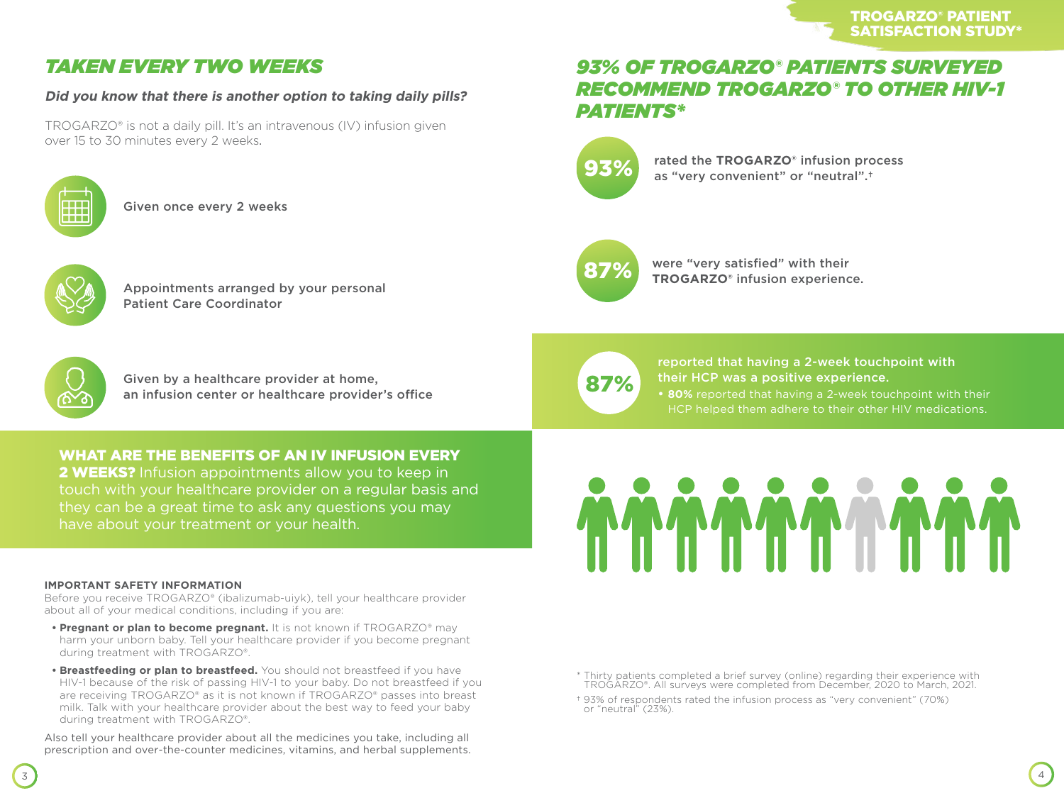## TAKEN EVERY TWO WEEKS

***Did you know that there is another option to taking daily pills?***

TROGARZO® is not a daily pill. It's an intravenous (IV) infusion given over 15 to 30 minutes every 2 weeks.

Given once every 2 weeks

Appointments arranged by your personal Patient Care Coordinator

Given by a healthcare provider at home, an infusion center or healthcare provider's office

**WHAT ARE THE BENEFITS OF AN IV INFUSION EVERY 2 WEEKS?** Infusion appointments allow you to keep in touch with your healthcare provider on a regular basis and they can be a great time to ask any questions you may have about your treatment or your health.

**IMPORTANT SAFETY INFORMATION**

Before you receive TROGARZO® (ibalizumab-uiyk), tell your healthcare provider about all of your medical conditions, including if you are:

- **Pregnant or plan to become pregnant.** It is not known if TROGARZO® may harm your unborn baby. Tell your healthcare provider if you become pregnant during treatment with TROGARZO®.
- **Breastfeeding or plan to breastfeed.** You should not breastfeed if you have HIV-1 because of the risk of passing HIV-1 to your baby. Do not breastfeed if you are receiving TROGARZO® as it is not known if TROGARZO® passes into breast milk. Talk with your healthcare provider about the best way to feed your baby during treatment with TROGARZO®.

Also tell your healthcare provider about all the medicines you take, including all prescription and over-the-counter medicines, vitamins, and herbal supplements.

**TROGARZO® PATIENT SATISFACTION STUDY***

## 93% OF TROGARZO® PATIENTS SURVEYED RECOMMEND TROGARZO® TO OTHER HIV-1 PATIENTS*

**93%** rated the **TROGARZO®** infusion process as "very convenient" or "neutral".†

**87%** were "very satisfied" with their **TROGARZO®** infusion experience.

**87%** reported that having a 2-week touchpoint with their HCP was a positive experience.

- **80%** reported that having a 2-week touchpoint with their HCP helped them adhere to their other HIV medications.

\* Thirty patients completed a brief survey (online) regarding their experience with TROGARZO®. All surveys were completed from December, 2020 to March, 2021.

† 93% of respondents rated the infusion process as "very convenient" (70%) or "neutral" (23%).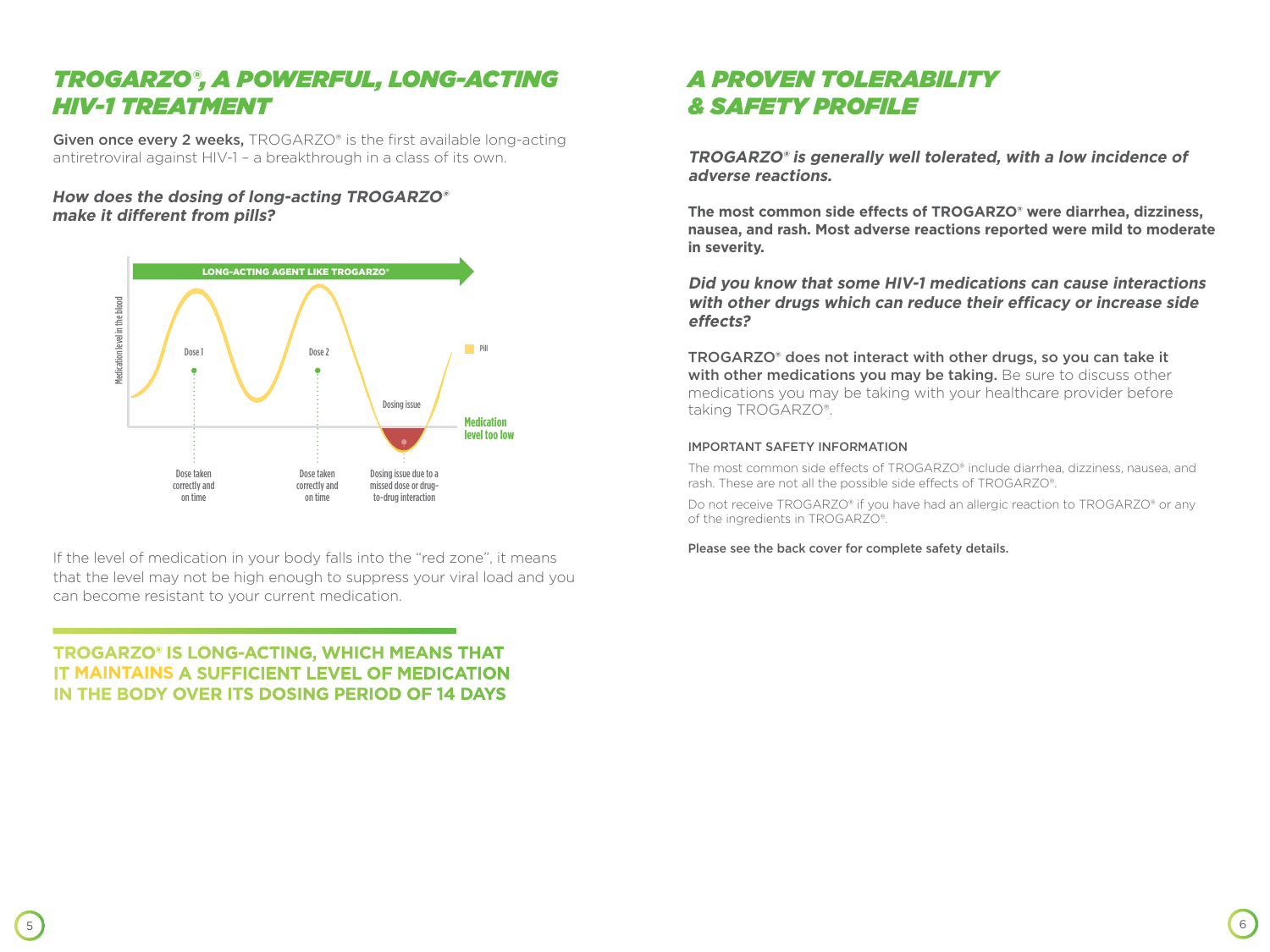## *TROGARZO®, A POWERFUL, LONG-ACTING HIV-1 TREATMENT*

**Given once every 2 weeks,** TROGARZO® is the first available long-acting antiretroviral against HIV-1 – a breakthrough in a class of its own.

***How does the dosing of long-acting TROGARZO® make it different from pills?***

LONG-ACTING AGENT LIKE TROGARZO®

Medication level in the blood

Dose 1

Dose 2

Dosing issue

Pill

Medication level too low

Dose taken correctly and on time

Dose taken correctly and on time

Dosing issue due to a missed dose or drug-to-drug interaction

If the level of medication in your body falls into the "red zone", it means that the level may not be high enough to suppress your viral load and you can become resistant to your current medication.

**TROGARZO® IS LONG-ACTING, WHICH MEANS THAT IT MAINTAINS A SUFFICIENT LEVEL OF MEDICATION IN THE BODY OVER ITS DOSING PERIOD OF 14 DAYS**

## *A PROVEN TOLERABILITY & SAFETY PROFILE*

***TROGARZO® is generally well tolerated, with a low incidence of adverse reactions.***

**The most common side effects of TROGARZO® were diarrhea, dizziness, nausea, and rash. Most adverse reactions reported were mild to moderate in severity.**

***Did you know that some HIV-1 medications can cause interactions with other drugs which can reduce their efficacy or increase side effects?***

**TROGARZO® does not interact with other drugs, so you can take it with other medications you may be taking.** Be sure to discuss other medications you may be taking with your healthcare provider before taking TROGARZO®.

IMPORTANT SAFETY INFORMATION

The most common side effects of TROGARZO® include diarrhea, dizziness, nausea, and rash. These are not all the possible side effects of TROGARZO®.

Do not receive TROGARZO® if you have had an allergic reaction to TROGARZO® or any of the ingredients in TROGARZO®.

Please see the back cover for complete safety details.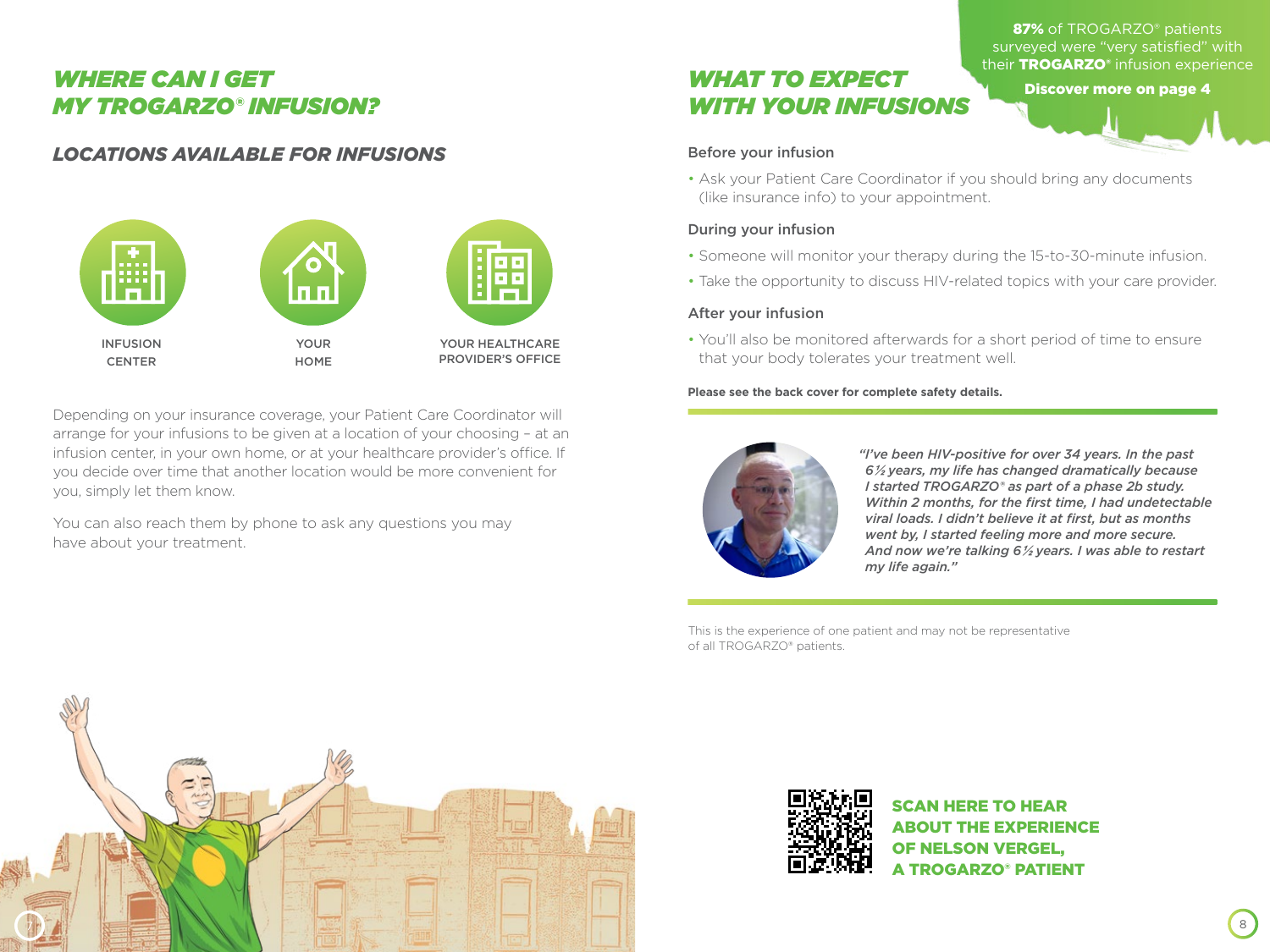## *WHERE CAN I GET MY TROGARZO® INFUSION?*

### *LOCATIONS AVAILABLE FOR INFUSIONS*

INFUSION CENTER

YOUR HOME

YOUR HEALTHCARE PROVIDER'S OFFICE

Depending on your insurance coverage, your Patient Care Coordinator will arrange for your infusions to be given at a location of your choosing – at an infusion center, in your own home, or at your healthcare provider's office. If you decide over time that another location would be more convenient for you, simply let them know.

You can also reach them by phone to ask any questions you may have about your treatment.

## *WHAT TO EXPECT WITH YOUR INFUSIONS*

**87%** of TROGARZO® patients surveyed were "very satisfied" with their **TROGARZO®** infusion experience

**Discover more on page 4**

Before your infusion

- Ask your Patient Care Coordinator if you should bring any documents (like insurance info) to your appointment.

During your infusion

- Someone will monitor your therapy during the 15-to-30-minute infusion.
- Take the opportunity to discuss HIV-related topics with your care provider.

After your infusion

- You'll also be monitored afterwards for a short period of time to ensure that your body tolerates your treatment well.

**Please see the back cover for complete safety details.**

*"I've been HIV-positive for over 34 years. In the past 6½ years, my life has changed dramatically because I started TROGARZO® as part of a phase 2b study. Within 2 months, for the first time, I had undetectable viral loads. I didn't believe it at first, but as months went by, I started feeling more and more secure. And now we're talking 6½ years. I was able to restart my life again."*

This is the experience of one patient and may not be representative of all TROGARZO® patients.

**SCAN HERE TO HEAR ABOUT THE EXPERIENCE OF NELSON VERGEL, A TROGARZO® PATIENT**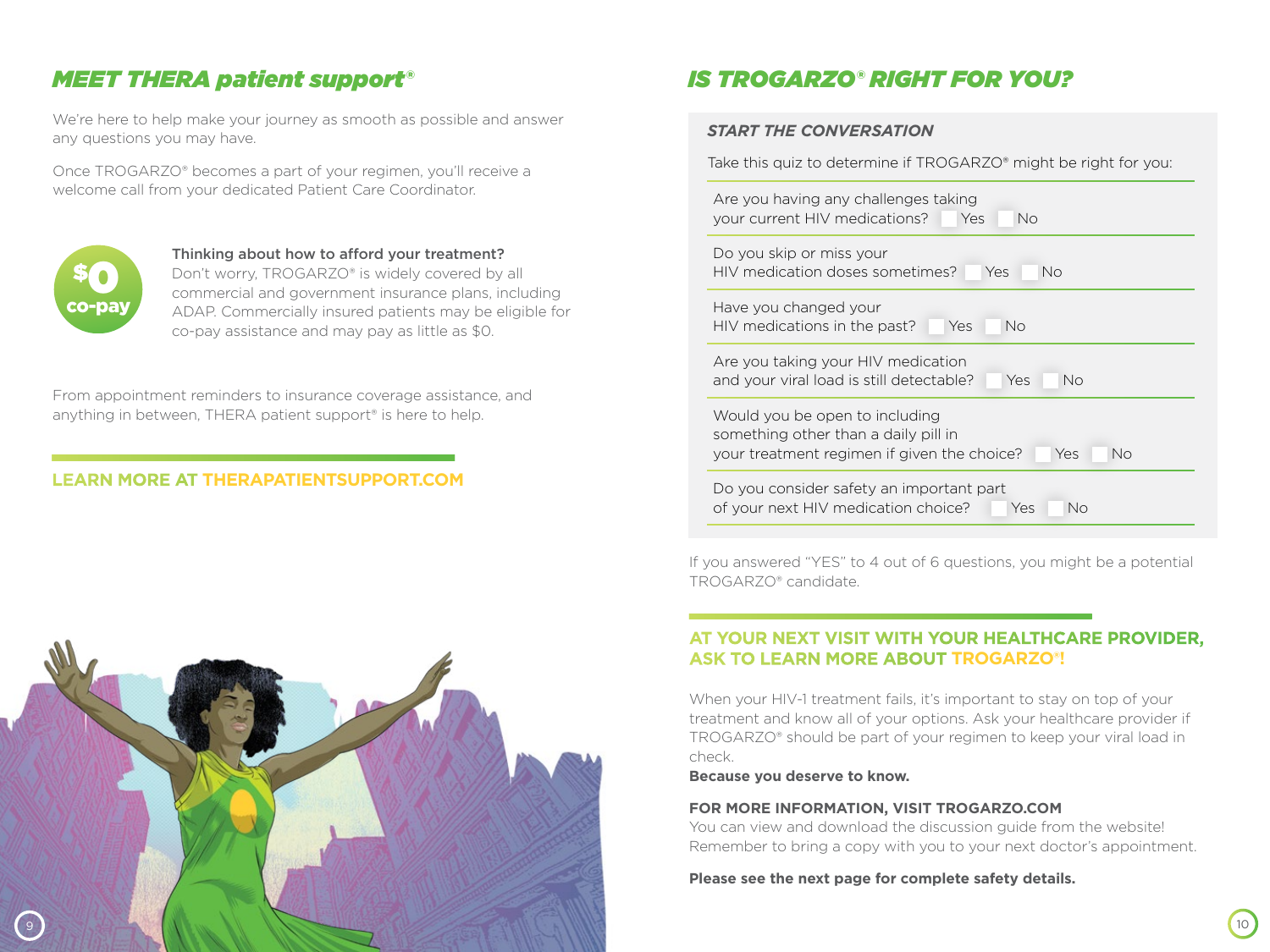## *MEET THERA patient support®*

We're here to help make your journey as smooth as possible and answer any questions you may have.

Once TROGARZO® becomes a part of your regimen, you'll receive a welcome call from your dedicated Patient Care Coordinator.

$0 co-pay

**Thinking about how to afford your treatment?**
Don't worry, TROGARZO® is widely covered by all commercial and government insurance plans, including ADAP. Commercially insured patients may be eligible for co-pay assistance and may pay as little as $0.

From appointment reminders to insurance coverage assistance, and anything in between, THERA patient support® is here to help.

**LEARN MORE AT THERAPATIENTSUPPORT.COM**

## *IS TROGARZO® RIGHT FOR YOU?*

### *START THE CONVERSATION*

Take this quiz to determine if TROGARZO® might be right for you:

| | | |
|---|---|---|
| Are you having any challenges taking your current HIV medications? | Yes | No |
| Do you skip or miss your HIV medication doses sometimes? | Yes | No |
| Have you changed your HIV medications in the past? | Yes | No |
| Are you taking your HIV medication and your viral load is still detectable? | Yes | No |
| Would you be open to including something other than a daily pill in your treatment regimen if given the choice? | Yes | No |
| Do you consider safety an important part of your next HIV medication choice? | Yes | No |

If you answered "YES" to 4 out of 6 questions, you might be a potential TROGARZO® candidate.

### AT YOUR NEXT VISIT WITH YOUR HEALTHCARE PROVIDER, ASK TO LEARN MORE ABOUT TROGARZO®!

When your HIV-1 treatment fails, it's important to stay on top of your treatment and know all of your options. Ask your healthcare provider if TROGARZO® should be part of your regimen to keep your viral load in check.
**Because you deserve to know.**

**FOR MORE INFORMATION, VISIT TROGARZO.COM**
You can view and download the discussion guide from the website! Remember to bring a copy with you to your next doctor's appointment.

**Please see the next page for complete safety details.**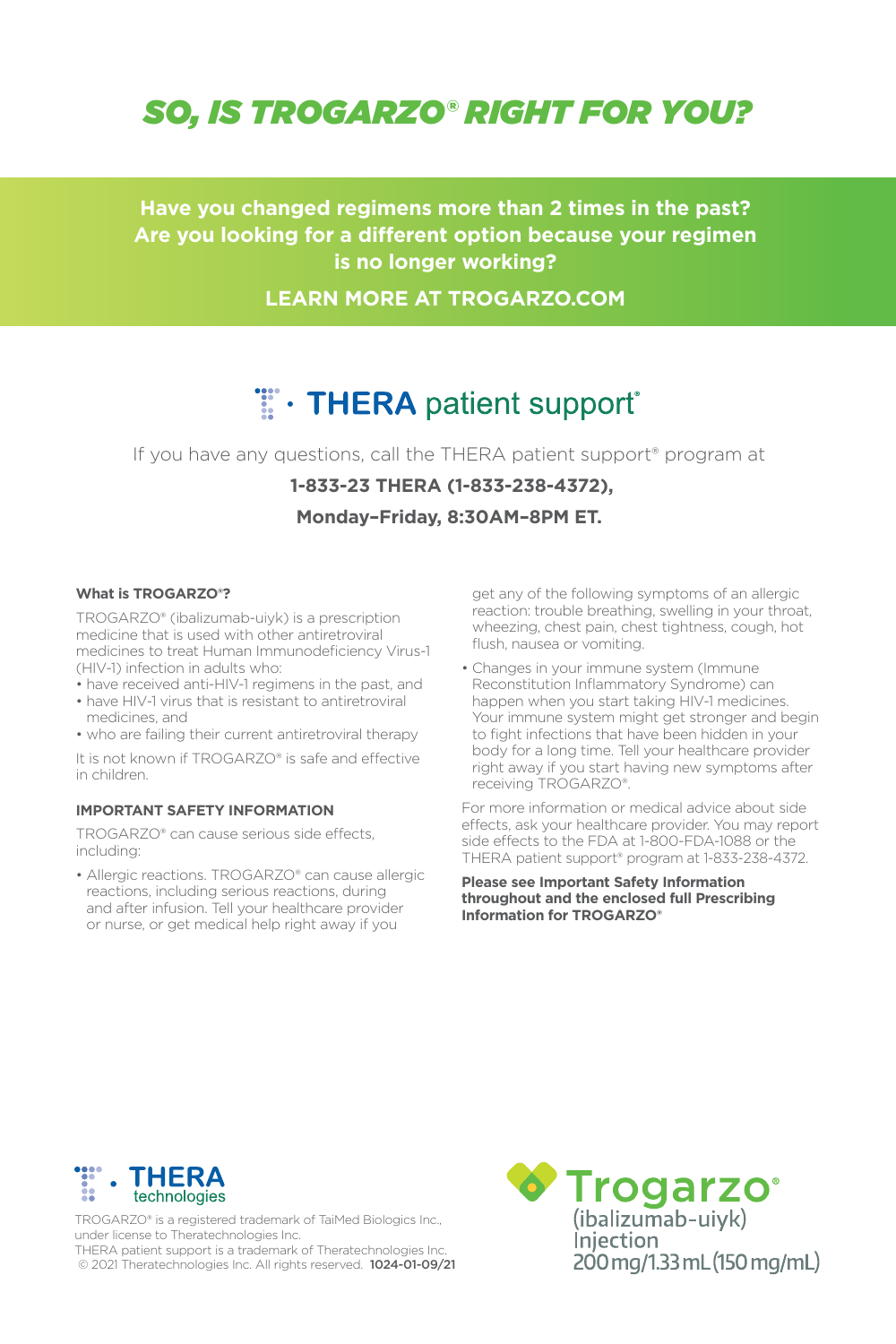# SO, IS TROGARZO® RIGHT FOR YOU?

**Have you changed regimens more than 2 times in the past? Are you looking for a different option because your regimen is no longer working?**

**LEARN MORE AT TROGARZO.COM**

## THERA patient support®

If you have any questions, call the THERA patient support® program at

**1-833-23 THERA (1-833-238-4372),**

**Monday–Friday, 8:30AM–8PM ET.**

**What is TROGARZO®?**

TROGARZO® (ibalizumab-uiyk) is a prescription medicine that is used with other antiretroviral medicines to treat Human Immunodeficiency Virus-1 (HIV-1) infection in adults who:

- have received anti-HIV-1 regimens in the past, and
- have HIV-1 virus that is resistant to antiretroviral medicines, and
- who are failing their current antiretroviral therapy

It is not known if TROGARZO® is safe and effective in children.

**IMPORTANT SAFETY INFORMATION**

TROGARZO® can cause serious side effects, including:

- Allergic reactions. TROGARZO® can cause allergic reactions, including serious reactions, during and after infusion. Tell your healthcare provider or nurse, or get medical help right away if you get any of the following symptoms of an allergic reaction: trouble breathing, swelling in your throat, wheezing, chest pain, chest tightness, cough, hot flush, nausea or vomiting.
- Changes in your immune system (Immune Reconstitution Inflammatory Syndrome) can happen when you start taking HIV-1 medicines. Your immune system might get stronger and begin to fight infections that have been hidden in your body for a long time. Tell your healthcare provider right away if you start having new symptoms after receiving TROGARZO®.

For more information or medical advice about side effects, ask your healthcare provider. You may report side effects to the FDA at 1-800-FDA-1088 or the THERA patient support® program at 1-833-238-4372.

**Please see Important Safety Information throughout and the enclosed full Prescribing Information for TROGARZO®**

THERA technologies

TROGARZO® is a registered trademark of TaiMed Biologics Inc., under license to Theratechnologies Inc.
THERA patient support is a trademark of Theratechnologies Inc.
© 2021 Theratechnologies Inc. All rights reserved. **1024-01-09/21**

Trogarzo®
(ibalizumab-uiyk)
Injection
200 mg/1.33 mL (150 mg/mL)